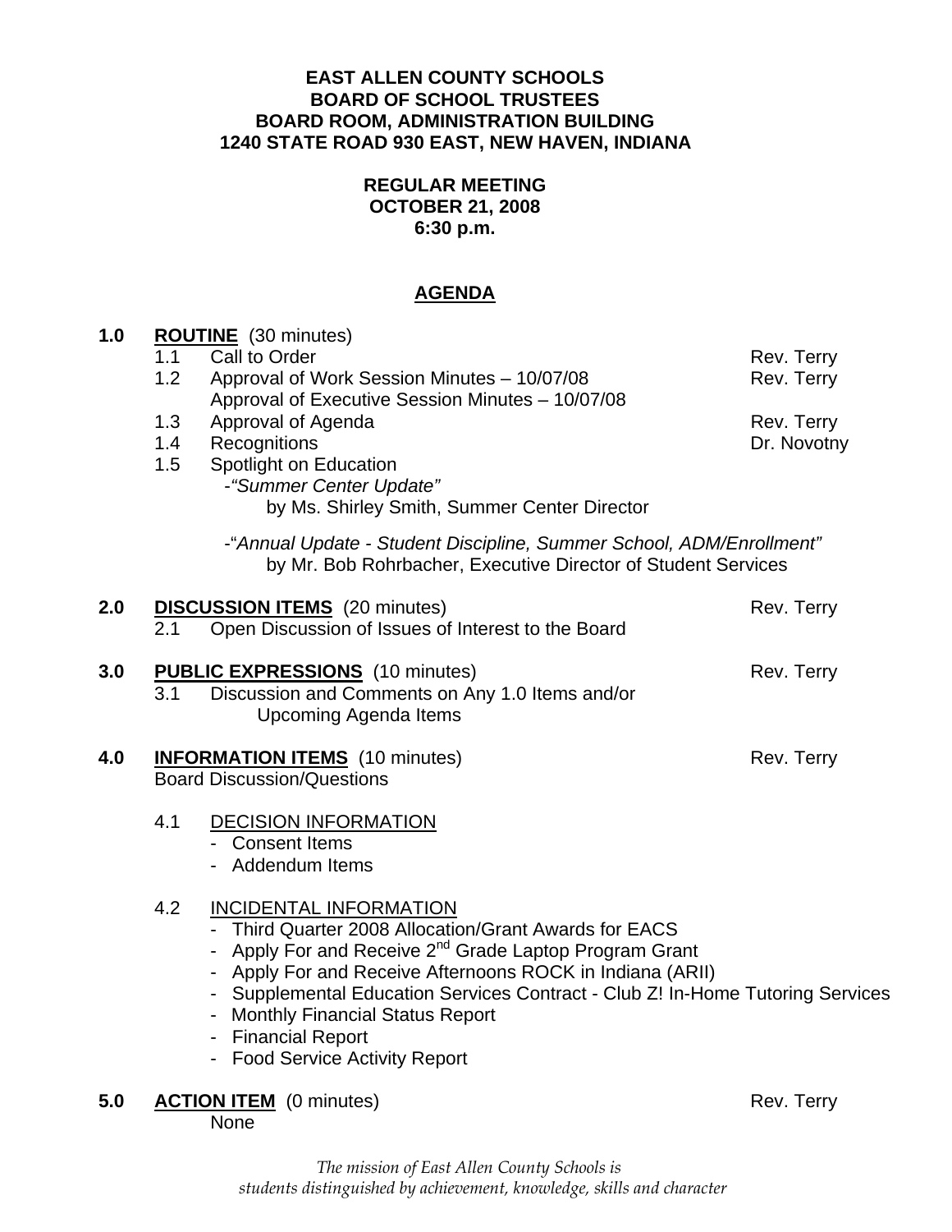**EAST ALLEN COUNTY SCHOOLS**
**BOARD OF SCHOOL TRUSTEES**
**BOARD ROOM, ADMINISTRATION BUILDING**
**1240 STATE ROAD 930 EAST, NEW HAVEN, INDIANA**

**REGULAR MEETING**
**OCTOBER 21, 2008**
**6:30 p.m.**

# AGENDA

**1.0 ROUTINE** (30 minutes)

- 1.1 Call to Order — Rev. Terry
- 1.2 Approval of Work Session Minutes – 10/07/08 — Rev. Terry
  Approval of Executive Session Minutes – 10/07/08
- 1.3 Approval of Agenda — Rev. Terry
- 1.4 Recognitions — Dr. Novotny
- 1.5 Spotlight on Education
  - *"Summer Center Update"*
    by Ms. Shirley Smith, Summer Center Director
  - "*Annual Update - Student Discipline, Summer School, ADM/Enrollment"*
    by Mr. Bob Rohrbacher, Executive Director of Student Services

**2.0 DISCUSSION ITEMS** (20 minutes) — Rev. Terry

- 2.1 Open Discussion of Issues of Interest to the Board

**3.0 PUBLIC EXPRESSIONS** (10 minutes) — Rev. Terry

- 3.1 Discussion and Comments on Any 1.0 Items and/or Upcoming Agenda Items

**4.0 INFORMATION ITEMS** (10 minutes) — Rev. Terry

Board Discussion/Questions

- 4.1 DECISION INFORMATION
  - Consent Items
  - Addendum Items
- 4.2 INCIDENTAL INFORMATION
  - Third Quarter 2008 Allocation/Grant Awards for EACS
  - Apply For and Receive 2nd Grade Laptop Program Grant
  - Apply For and Receive Afternoons ROCK in Indiana (ARII)
  - Supplemental Education Services Contract - Club Z! In-Home Tutoring Services
  - Monthly Financial Status Report
  - Financial Report
  - Food Service Activity Report

**5.0 ACTION ITEM** (0 minutes) — Rev. Terry

None

*The mission of East Allen County Schools is students distinguished by achievement, knowledge, skills and character*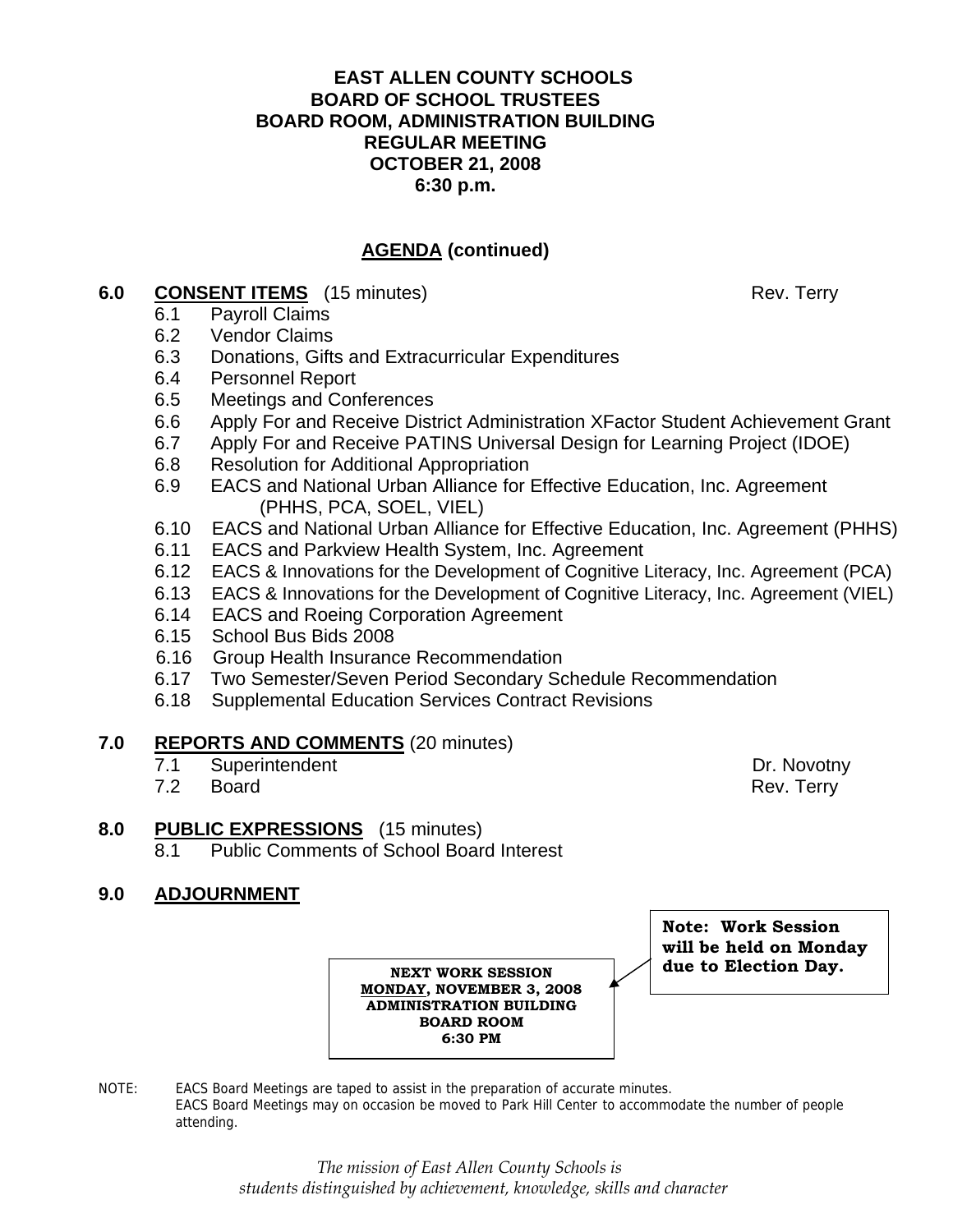**EAST ALLEN COUNTY SCHOOLS**
**BOARD OF SCHOOL TRUSTEES**
**BOARD ROOM, ADMINISTRATION BUILDING**
**REGULAR MEETING**
**OCTOBER 21, 2008**
**6:30 p.m.**

## AGENDA (continued)

**6.0 CONSENT ITEMS** (15 minutes) Rev. Terry

- 6.1 Payroll Claims
- 6.2 Vendor Claims
- 6.3 Donations, Gifts and Extracurricular Expenditures
- 6.4 Personnel Report
- 6.5 Meetings and Conferences
- 6.6 Apply For and Receive District Administration XFactor Student Achievement Grant
- 6.7 Apply For and Receive PATINS Universal Design for Learning Project (IDOE)
- 6.8 Resolution for Additional Appropriation
- 6.9 EACS and National Urban Alliance for Effective Education, Inc. Agreement (PHHS, PCA, SOEL, VIEL)
- 6.10 EACS and National Urban Alliance for Effective Education, Inc. Agreement (PHHS)
- 6.11 EACS and Parkview Health System, Inc. Agreement
- 6.12 EACS & Innovations for the Development of Cognitive Literacy, Inc. Agreement (PCA)
- 6.13 EACS & Innovations for the Development of Cognitive Literacy, Inc. Agreement (VIEL)
- 6.14 EACS and Roeing Corporation Agreement
- 6.15 School Bus Bids 2008
- 6.16 Group Health Insurance Recommendation
- 6.17 Two Semester/Seven Period Secondary Schedule Recommendation
- 6.18 Supplemental Education Services Contract Revisions

**7.0 REPORTS AND COMMENTS** (20 minutes)

- 7.1 Superintendent Dr. Novotny
- 7.2 Board Rev. Terry

**8.0 PUBLIC EXPRESSIONS** (15 minutes)

- 8.1 Public Comments of School Board Interest

**9.0 ADJOURNMENT**

**NEXT WORK SESSION**
**MONDAY, NOVEMBER 3, 2008**
**ADMINISTRATION BUILDING**
**BOARD ROOM**
**6:30 PM**

**Note: Work Session will be held on Monday due to Election Day.**

NOTE: EACS Board Meetings are taped to assist in the preparation of accurate minutes.
EACS Board Meetings may on occasion be moved to Park Hill Center to accommodate the number of people attending.

*The mission of East Allen County Schools is students distinguished by achievement, knowledge, skills and character*